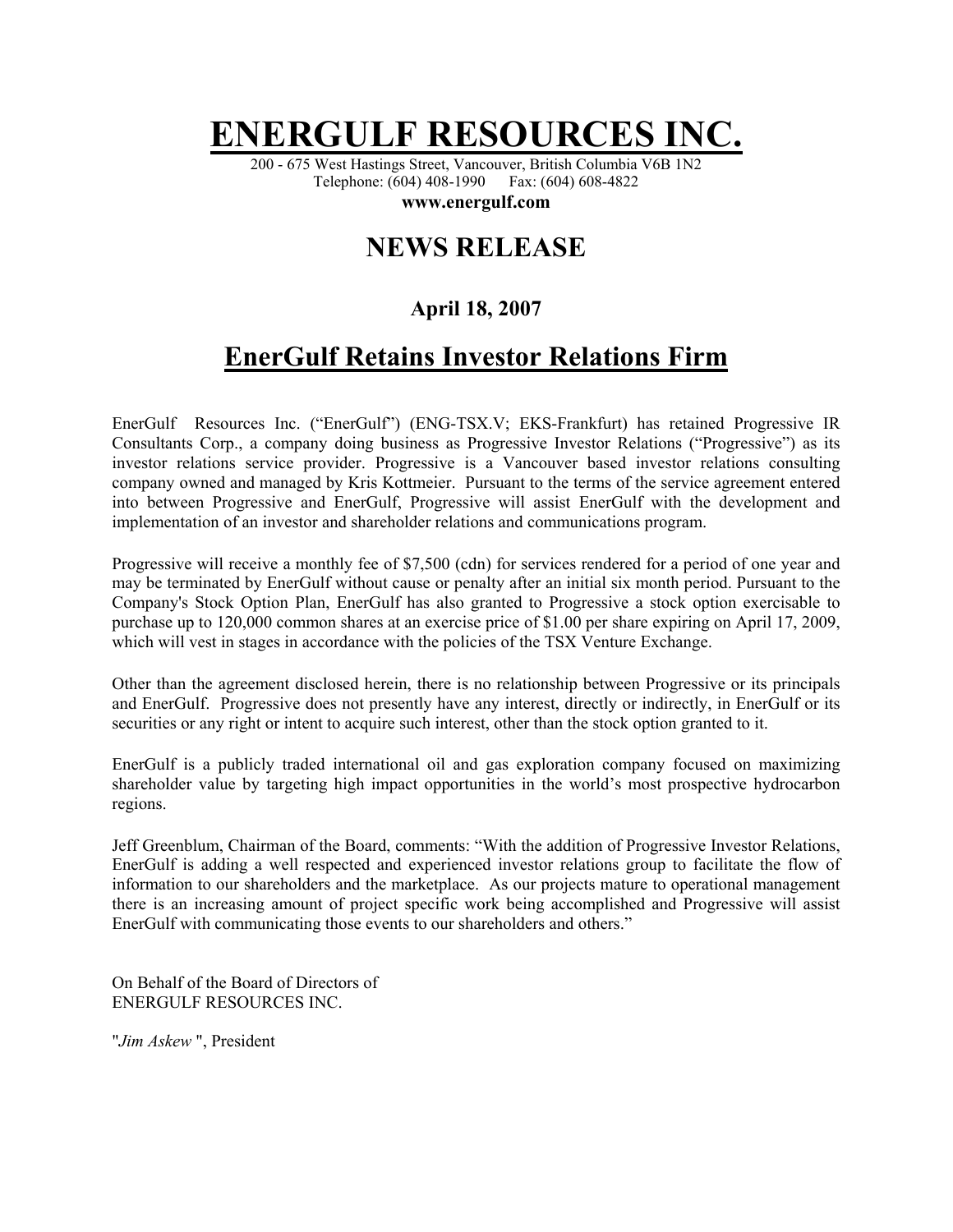# ENERGULF RESOURCES INC.

200 - 675 West Hastings Street, Vancouver, British Columbia V6B 1N2
Telephone: (604) 408-1990 Fax: (604) 608-4822
**www.energulf.com**

## NEWS RELEASE

**April 18, 2007**

## EnerGulf Retains Investor Relations Firm

EnerGulf Resources Inc. ("EnerGulf") (ENG-TSX.V; EKS-Frankfurt) has retained Progressive IR Consultants Corp., a company doing business as Progressive Investor Relations ("Progressive") as its investor relations service provider. Progressive is a Vancouver based investor relations consulting company owned and managed by Kris Kottmeier. Pursuant to the terms of the service agreement entered into between Progressive and EnerGulf, Progressive will assist EnerGulf with the development and implementation of an investor and shareholder relations and communications program.

Progressive will receive a monthly fee of $7,500 (cdn) for services rendered for a period of one year and may be terminated by EnerGulf without cause or penalty after an initial six month period. Pursuant to the Company's Stock Option Plan, EnerGulf has also granted to Progressive a stock option exercisable to purchase up to 120,000 common shares at an exercise price of $1.00 per share expiring on April 17, 2009, which will vest in stages in accordance with the policies of the TSX Venture Exchange.

Other than the agreement disclosed herein, there is no relationship between Progressive or its principals and EnerGulf. Progressive does not presently have any interest, directly or indirectly, in EnerGulf or its securities or any right or intent to acquire such interest, other than the stock option granted to it.

EnerGulf is a publicly traded international oil and gas exploration company focused on maximizing shareholder value by targeting high impact opportunities in the world's most prospective hydrocarbon regions.

Jeff Greenblum, Chairman of the Board, comments: "With the addition of Progressive Investor Relations, EnerGulf is adding a well respected and experienced investor relations group to facilitate the flow of information to our shareholders and the marketplace. As our projects mature to operational management there is an increasing amount of project specific work being accomplished and Progressive will assist EnerGulf with communicating those events to our shareholders and others."

On Behalf of the Board of Directors of
ENERGULF RESOURCES INC.

"*Jim Askew* ", President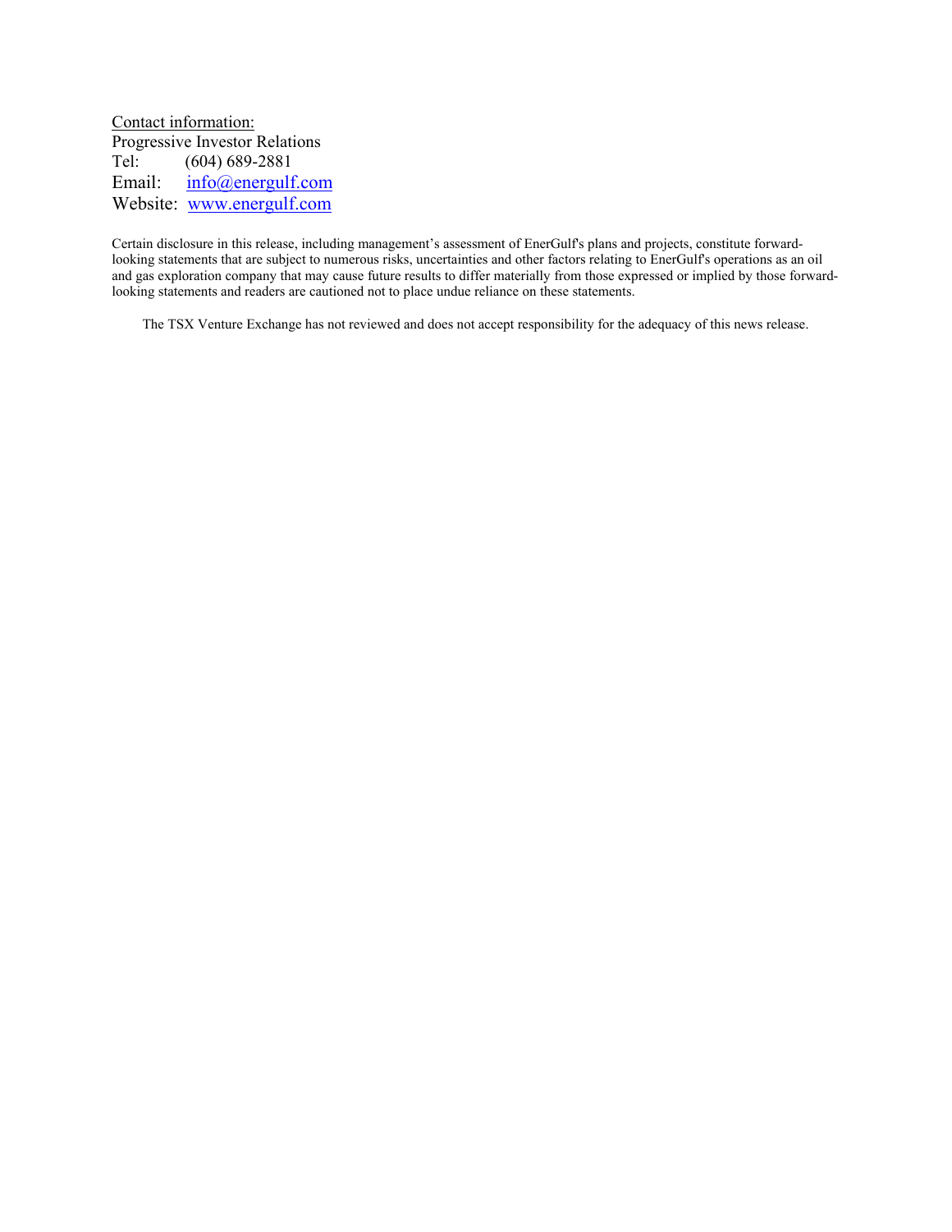<u>Contact information:</u>
Progressive Investor Relations
Tel: (604) 689-2881
Email: info@energulf.com
Website: www.energulf.com

Certain disclosure in this release, including management's assessment of EnerGulf's plans and projects, constitute forward-looking statements that are subject to numerous risks, uncertainties and other factors relating to EnerGulf's operations as an oil and gas exploration company that may cause future results to differ materially from those expressed or implied by those forward-looking statements and readers are cautioned not to place undue reliance on these statements.

The TSX Venture Exchange has not reviewed and does not accept responsibility for the adequacy of this news release.